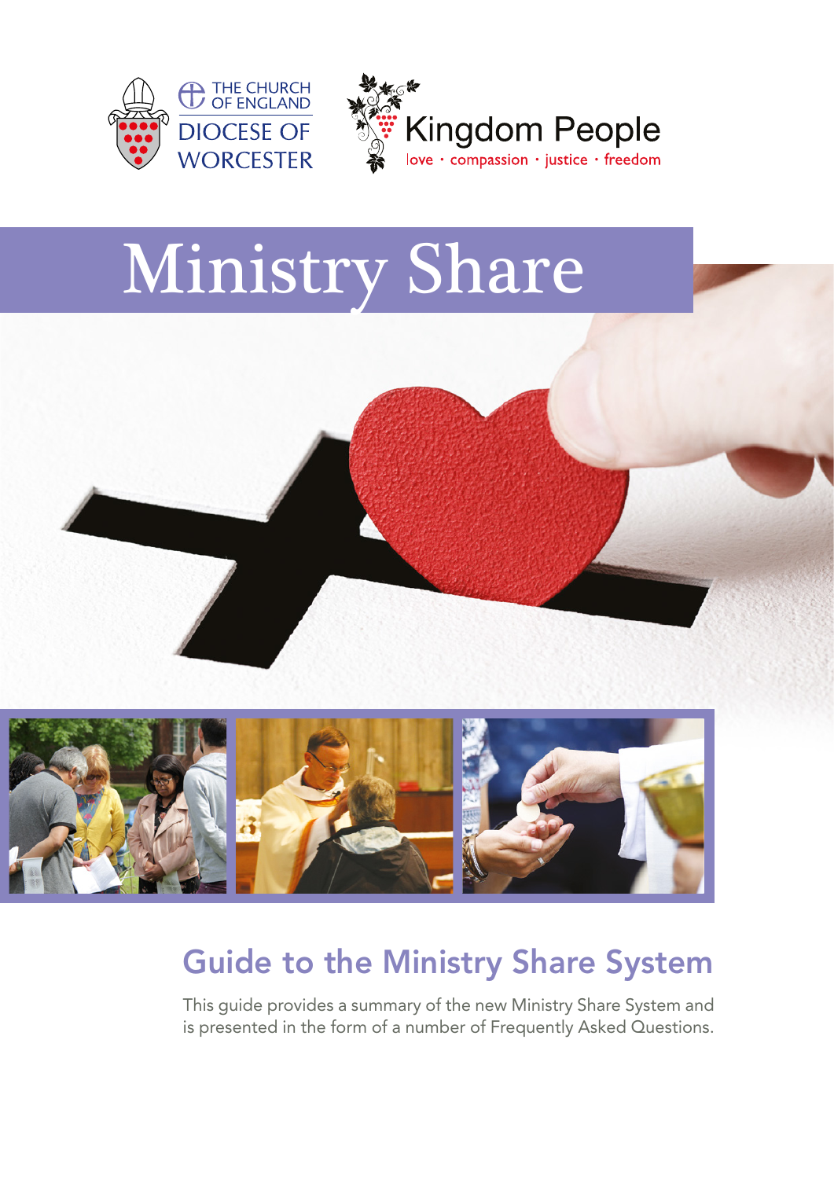THE CHURCH OF ENGLAND
DIOCESE OF WORCESTER

Kingdom People
love · compassion · justice · freedom

# Ministry Share

## Guide to the Ministry Share System

This guide provides a summary of the new Ministry Share System and is presented in the form of a number of Frequently Asked Questions.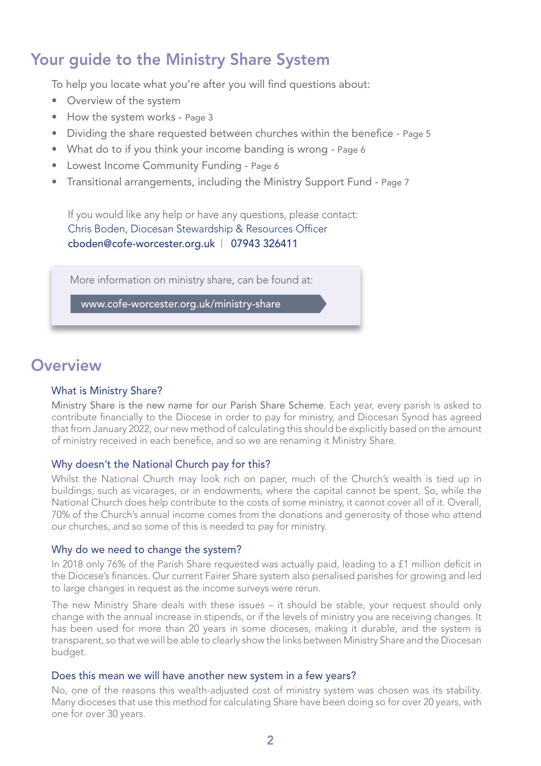# Your guide to the Ministry Share System

To help you locate what you're after you will find questions about:

- Overview of the system
- How the system works - Page 3
- Dividing the share requested between churches within the benefice - Page 5
- What do to if you think your income banding is wrong - Page 6
- Lowest Income Community Funding - Page 6
- Transitional arrangements, including the Ministry Support Fund - Page 7

If you would like any help or have any questions, please contact:
Chris Boden, Diocesan Stewardship & Resources Officer
cboden@cofe-worcester.org.uk | 07943 326411

More information on ministry share, can be found at:

www.cofe-worcester.org.uk/ministry-share

# Overview

## What is Ministry Share?

Ministry Share is the new name for our Parish Share Scheme. Each year, every parish is asked to contribute financially to the Diocese in order to pay for ministry, and Diocesan Synod has agreed that from January 2022, our new method of calculating this should be explicitly based on the amount of ministry received in each benefice, and so we are renaming it Ministry Share.

## Why doesn't the National Church pay for this?

Whilst the National Church may look rich on paper, much of the Church's wealth is tied up in buildings, such as vicarages, or in endowments, where the capital cannot be spent. So, while the National Church does help contribute to the costs of some ministry, it cannot cover all of it. Overall, 70% of the Church's annual income comes from the donations and generosity of those who attend our churches, and so some of this is needed to pay for ministry.

## Why do we need to change the system?

In 2018 only 76% of the Parish Share requested was actually paid, leading to a £1 million deficit in the Diocese's finances. Our current Fairer Share system also penalised parishes for growing and led to large changes in request as the income surveys were rerun.

The new Ministry Share deals with these issues – it should be stable, your request should only change with the annual increase in stipends, or if the levels of ministry you are receiving changes. It has been used for more than 20 years in some dioceses, making it durable, and the system is transparent, so that we will be able to clearly show the links between Ministry Share and the Diocesan budget.

## Does this mean we will have another new system in a few years?

No, one of the reasons this wealth-adjusted cost of ministry system was chosen was its stability. Many dioceses that use this method for calculating Share have been doing so for over 20 years, with one for over 30 years.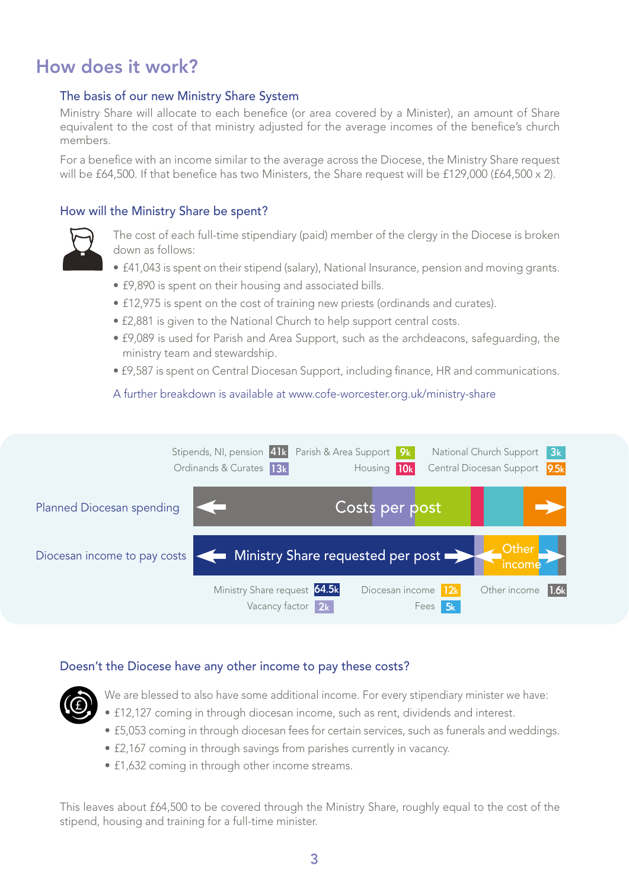# How does it work?

## The basis of our new Ministry Share System

Ministry Share will allocate to each benefice (or area covered by a Minister), an amount of Share equivalent to the cost of that ministry adjusted for the average incomes of the benefice's church members.

For a benefice with an income similar to the average across the Diocese, the Ministry Share request will be £64,500. If that benefice has two Ministers, the Share request will be £129,000 (£64,500 x 2).

## How will the Ministry Share be spent?

The cost of each full-time stipendiary (paid) member of the clergy in the Diocese is broken down as follows:

- £41,043 is spent on their stipend (salary), National Insurance, pension and moving grants.
- £9,890 is spent on their housing and associated bills.
- £12,975 is spent on the cost of training new priests (ordinands and curates).
- £2,881 is given to the National Church to help support central costs.
- £9,089 is used for Parish and Area Support, such as the archdeacons, safeguarding, the ministry team and stewardship.
- £9,587 is spent on Central Diocesan Support, including finance, HR and communications.

A further breakdown is available at www.cofe-worcester.org.uk/ministry-share

Stipends, NI, pension 41k · Ordinands & Curates 13k · Parish & Area Support 9k · Housing 10k · National Church Support 3k · Central Diocesan Support 9.5k

Planned Diocesan spending — Costs per post

Diocesan income to pay costs — Ministry Share requested per post — Other income

Ministry Share request 64.5k · Vacancy factor 2k · Diocesan income 12k · Fees 5k · Other income 1.6k

## Doesn't the Diocese have any other income to pay these costs?

We are blessed to also have some additional income. For every stipendiary minister we have:

- £12,127 coming in through diocesan income, such as rent, dividends and interest.
- £5,053 coming in through diocesan fees for certain services, such as funerals and weddings.
- £2,167 coming in through savings from parishes currently in vacancy.
- £1,632 coming in through other income streams.

This leaves about £64,500 to be covered through the Ministry Share, roughly equal to the cost of the stipend, housing and training for a full-time minister.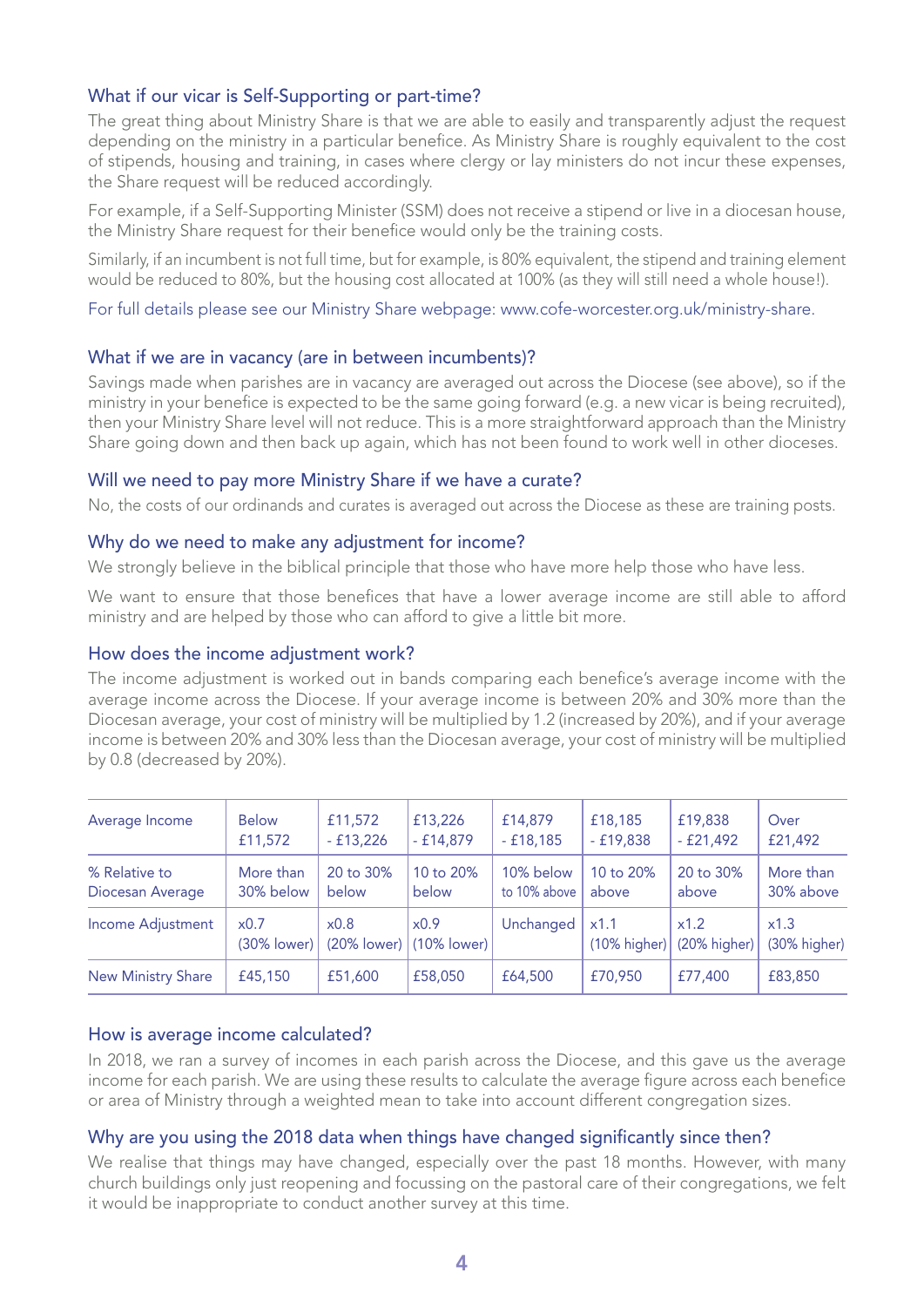## What if our vicar is Self-Supporting or part-time?

The great thing about Ministry Share is that we are able to easily and transparently adjust the request depending on the ministry in a particular benefice. As Ministry Share is roughly equivalent to the cost of stipends, housing and training, in cases where clergy or lay ministers do not incur these expenses, the Share request will be reduced accordingly.

For example, if a Self-Supporting Minister (SSM) does not receive a stipend or live in a diocesan house, the Ministry Share request for their benefice would only be the training costs.

Similarly, if an incumbent is not full time, but for example, is 80% equivalent, the stipend and training element would be reduced to 80%, but the housing cost allocated at 100% (as they will still need a whole house!).

For full details please see our Ministry Share webpage: www.cofe-worcester.org.uk/ministry-share.

## What if we are in vacancy (are in between incumbents)?

Savings made when parishes are in vacancy are averaged out across the Diocese (see above), so if the ministry in your benefice is expected to be the same going forward (e.g. a new vicar is being recruited), then your Ministry Share level will not reduce. This is a more straightforward approach than the Ministry Share going down and then back up again, which has not been found to work well in other dioceses.

## Will we need to pay more Ministry Share if we have a curate?

No, the costs of our ordinands and curates is averaged out across the Diocese as these are training posts.

## Why do we need to make any adjustment for income?

We strongly believe in the biblical principle that those who have more help those who have less.

We want to ensure that those benefices that have a lower average income are still able to afford ministry and are helped by those who can afford to give a little bit more.

## How does the income adjustment work?

The income adjustment is worked out in bands comparing each benefice's average income with the average income across the Diocese. If your average income is between 20% and 30% more than the Diocesan average, your cost of ministry will be multiplied by 1.2 (increased by 20%), and if your average income is between 20% and 30% less than the Diocesan average, your cost of ministry will be multiplied by 0.8 (decreased by 20%).

| Average Income | Below £11,572 | £11,572 - £13,226 | £13,226 - £14,879 | £14,879 - £18,185 | £18,185 - £19,838 | £19,838 - £21,492 | Over £21,492 |
|---|---|---|---|---|---|---|---|
| % Relative to Diocesan Average | More than 30% below | 20 to 30% below | 10 to 20% below | 10% below to 10% above | 10 to 20% above | 20 to 30% above | More than 30% above |
| Income Adjustment | x0.7 (30% lower) | x0.8 (20% lower) | x0.9 (10% lower) | Unchanged | x1.1 (10% higher) | x1.2 (20% higher) | x1.3 (30% higher) |
| New Ministry Share | £45,150 | £51,600 | £58,050 | £64,500 | £70,950 | £77,400 | £83,850 |

## How is average income calculated?

In 2018, we ran a survey of incomes in each parish across the Diocese, and this gave us the average income for each parish. We are using these results to calculate the average figure across each benefice or area of Ministry through a weighted mean to take into account different congregation sizes.

## Why are you using the 2018 data when things have changed significantly since then?

We realise that things may have changed, especially over the past 18 months. However, with many church buildings only just reopening and focussing on the pastoral care of their congregations, we felt it would be inappropriate to conduct another survey at this time.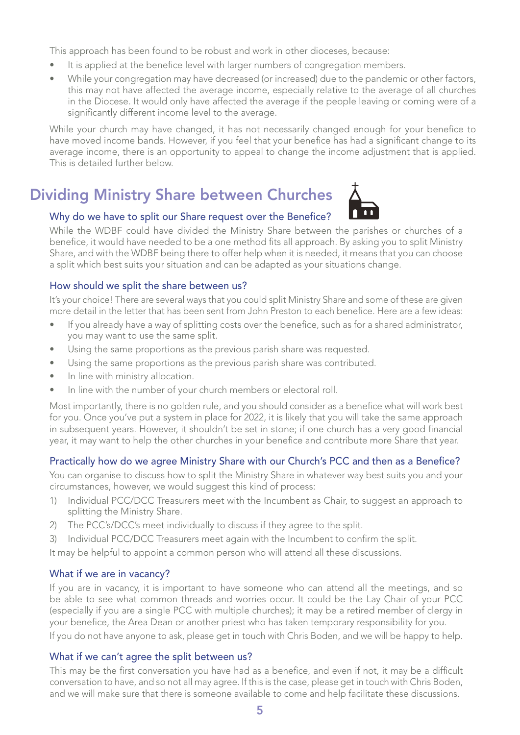This approach has been found to be robust and work in other dioceses, because:

- It is applied at the benefice level with larger numbers of congregation members.
- While your congregation may have decreased (or increased) due to the pandemic or other factors, this may not have affected the average income, especially relative to the average of all churches in the Diocese. It would only have affected the average if the people leaving or coming were of a significantly different income level to the average.

While your church may have changed, it has not necessarily changed enough for your benefice to have moved income bands. However, if you feel that your benefice has had a significant change to its average income, there is an opportunity to appeal to change the income adjustment that is applied. This is detailed further below.

## Dividing Ministry Share between Churches

### Why do we have to split our Share request over the Benefice?

While the WDBF could have divided the Ministry Share between the parishes or churches of a benefice, it would have needed to be a one method fits all approach. By asking you to split Ministry Share, and with the WDBF being there to offer help when it is needed, it means that you can choose a split which best suits your situation and can be adapted as your situations change.

### How should we split the share between us?

It's your choice! There are several ways that you could split Ministry Share and some of these are given more detail in the letter that has been sent from John Preston to each benefice. Here are a few ideas:

- If you already have a way of splitting costs over the benefice, such as for a shared administrator, you may want to use the same split.
- Using the same proportions as the previous parish share was requested.
- Using the same proportions as the previous parish share was contributed.
- In line with ministry allocation.
- In line with the number of your church members or electoral roll.

Most importantly, there is no golden rule, and you should consider as a benefice what will work best for you. Once you've put a system in place for 2022, it is likely that you will take the same approach in subsequent years. However, it shouldn't be set in stone; if one church has a very good financial year, it may want to help the other churches in your benefice and contribute more Share that year.

### Practically how do we agree Ministry Share with our Church's PCC and then as a Benefice?

You can organise to discuss how to split the Ministry Share in whatever way best suits you and your circumstances, however, we would suggest this kind of process:

1) Individual PCC/DCC Treasurers meet with the Incumbent as Chair, to suggest an approach to splitting the Ministry Share.
2) The PCC's/DCC's meet individually to discuss if they agree to the split.
3) Individual PCC/DCC Treasurers meet again with the Incumbent to confirm the split.

It may be helpful to appoint a common person who will attend all these discussions.

### What if we are in vacancy?

If you are in vacancy, it is important to have someone who can attend all the meetings, and so be able to see what common threads and worries occur. It could be the Lay Chair of your PCC (especially if you are a single PCC with multiple churches); it may be a retired member of clergy in your benefice, the Area Dean or another priest who has taken temporary responsibility for you.

If you do not have anyone to ask, please get in touch with Chris Boden, and we will be happy to help.

### What if we can't agree the split between us?

This may be the first conversation you have had as a benefice, and even if not, it may be a difficult conversation to have, and so not all may agree. If this is the case, please get in touch with Chris Boden, and we will make sure that there is someone available to come and help facilitate these discussions.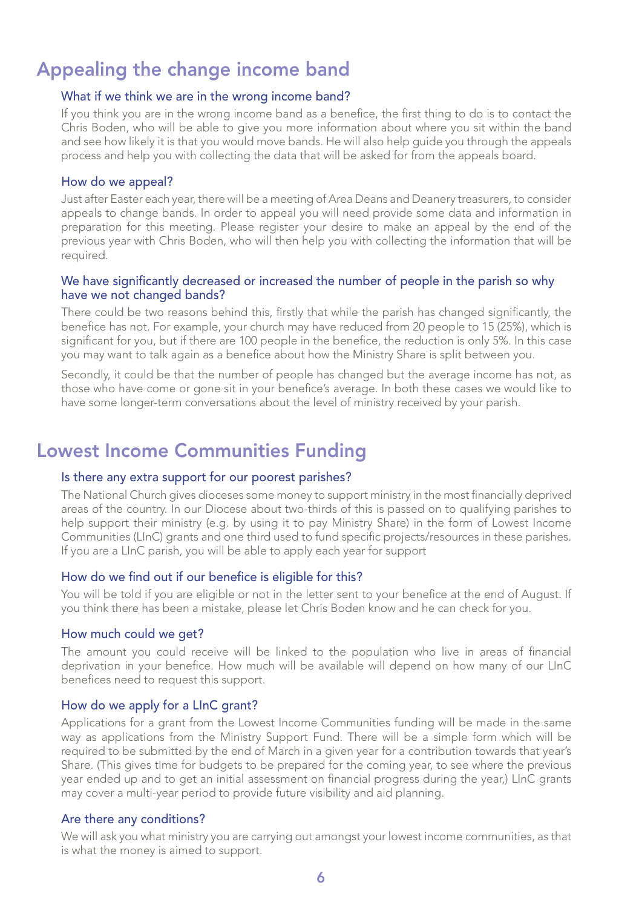# Appealing the change income band

### What if we think we are in the wrong income band?

If you think you are in the wrong income band as a benefice, the first thing to do is to contact the Chris Boden, who will be able to give you more information about where you sit within the band and see how likely it is that you would move bands. He will also help guide you through the appeals process and help you with collecting the data that will be asked for from the appeals board.

### How do we appeal?

Just after Easter each year, there will be a meeting of Area Deans and Deanery treasurers, to consider appeals to change bands. In order to appeal you will need provide some data and information in preparation for this meeting. Please register your desire to make an appeal by the end of the previous year with Chris Boden, who will then help you with collecting the information that will be required.

### We have significantly decreased or increased the number of people in the parish so why have we not changed bands?

There could be two reasons behind this, firstly that while the parish has changed significantly, the benefice has not. For example, your church may have reduced from 20 people to 15 (25%), which is significant for you, but if there are 100 people in the benefice, the reduction is only 5%. In this case you may want to talk again as a benefice about how the Ministry Share is split between you.

Secondly, it could be that the number of people has changed but the average income has not, as those who have come or gone sit in your benefice's average. In both these cases we would like to have some longer-term conversations about the level of ministry received by your parish.

# Lowest Income Communities Funding

### Is there any extra support for our poorest parishes?

The National Church gives dioceses some money to support ministry in the most financially deprived areas of the country. In our Diocese about two-thirds of this is passed on to qualifying parishes to help support their ministry (e.g. by using it to pay Ministry Share) in the form of Lowest Income Communities (LInC) grants and one third used to fund specific projects/resources in these parishes. If you are a LInC parish, you will be able to apply each year for support

### How do we find out if our benefice is eligible for this?

You will be told if you are eligible or not in the letter sent to your benefice at the end of August. If you think there has been a mistake, please let Chris Boden know and he can check for you.

### How much could we get?

The amount you could receive will be linked to the population who live in areas of financial deprivation in your benefice. How much will be available will depend on how many of our LInC benefices need to request this support.

### How do we apply for a LInC grant?

Applications for a grant from the Lowest Income Communities funding will be made in the same way as applications from the Ministry Support Fund. There will be a simple form which will be required to be submitted by the end of March in a given year for a contribution towards that year's Share. (This gives time for budgets to be prepared for the coming year, to see where the previous year ended up and to get an initial assessment on financial progress during the year,) LInC grants may cover a multi-year period to provide future visibility and aid planning.

### Are there any conditions?

We will ask you what ministry you are carrying out amongst your lowest income communities, as that is what the money is aimed to support.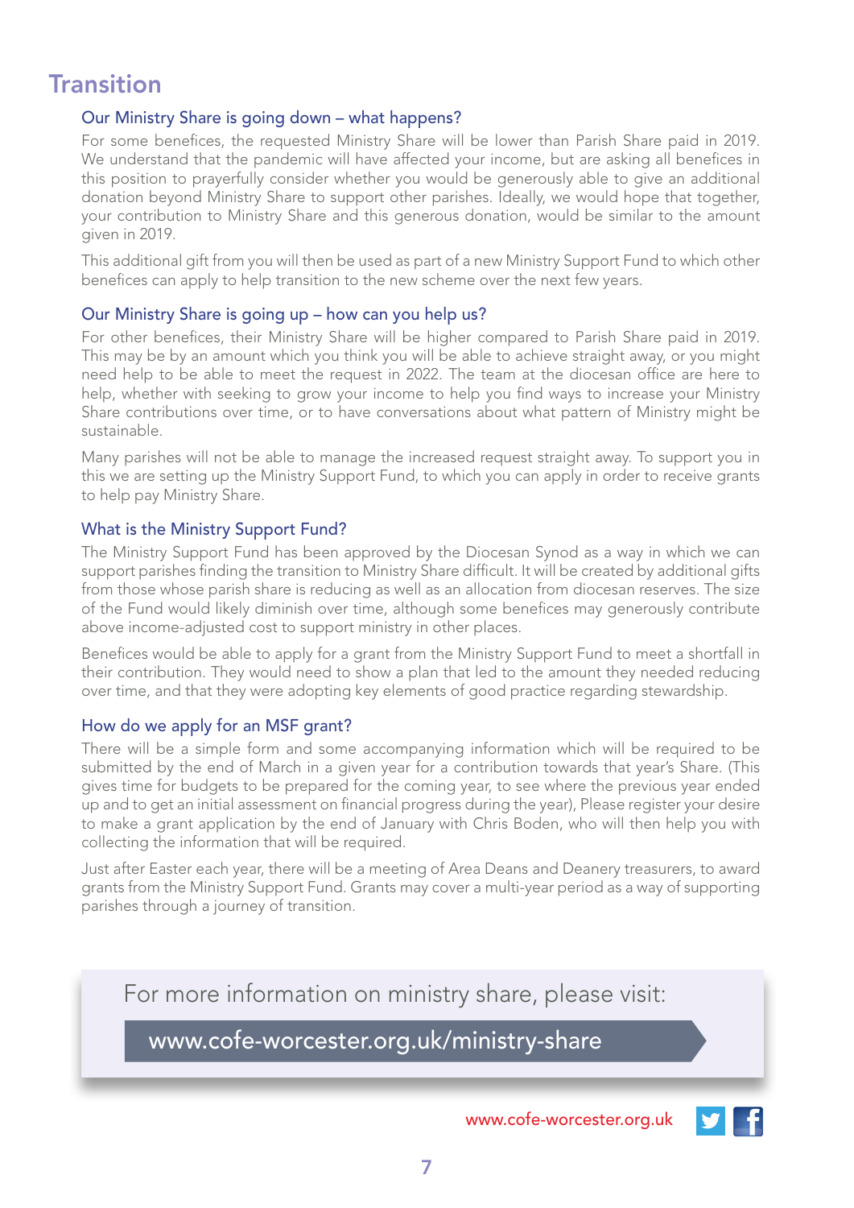# Transition

## Our Ministry Share is going down – what happens?

For some benefices, the requested Ministry Share will be lower than Parish Share paid in 2019. We understand that the pandemic will have affected your income, but are asking all benefices in this position to prayerfully consider whether you would be generously able to give an additional donation beyond Ministry Share to support other parishes. Ideally, we would hope that together, your contribution to Ministry Share and this generous donation, would be similar to the amount given in 2019.

This additional gift from you will then be used as part of a new Ministry Support Fund to which other benefices can apply to help transition to the new scheme over the next few years.

## Our Ministry Share is going up – how can you help us?

For other benefices, their Ministry Share will be higher compared to Parish Share paid in 2019. This may be by an amount which you think you will be able to achieve straight away, or you might need help to be able to meet the request in 2022. The team at the diocesan office are here to help, whether with seeking to grow your income to help you find ways to increase your Ministry Share contributions over time, or to have conversations about what pattern of Ministry might be sustainable.

Many parishes will not be able to manage the increased request straight away. To support you in this we are setting up the Ministry Support Fund, to which you can apply in order to receive grants to help pay Ministry Share.

## What is the Ministry Support Fund?

The Ministry Support Fund has been approved by the Diocesan Synod as a way in which we can support parishes finding the transition to Ministry Share difficult. It will be created by additional gifts from those whose parish share is reducing as well as an allocation from diocesan reserves. The size of the Fund would likely diminish over time, although some benefices may generously contribute above income-adjusted cost to support ministry in other places.

Benefices would be able to apply for a grant from the Ministry Support Fund to meet a shortfall in their contribution. They would need to show a plan that led to the amount they needed reducing over time, and that they were adopting key elements of good practice regarding stewardship.

## How do we apply for an MSF grant?

There will be a simple form and some accompanying information which will be required to be submitted by the end of March in a given year for a contribution towards that year's Share. (This gives time for budgets to be prepared for the coming year, to see where the previous year ended up and to get an initial assessment on financial progress during the year), Please register your desire to make a grant application by the end of January with Chris Boden, who will then help you with collecting the information that will be required.

Just after Easter each year, there will be a meeting of Area Deans and Deanery treasurers, to award grants from the Ministry Support Fund. Grants may cover a multi-year period as a way of supporting parishes through a journey of transition.

For more information on ministry share, please visit:

**www.cofe-worcester.org.uk/ministry-share**

www.cofe-worcester.org.uk